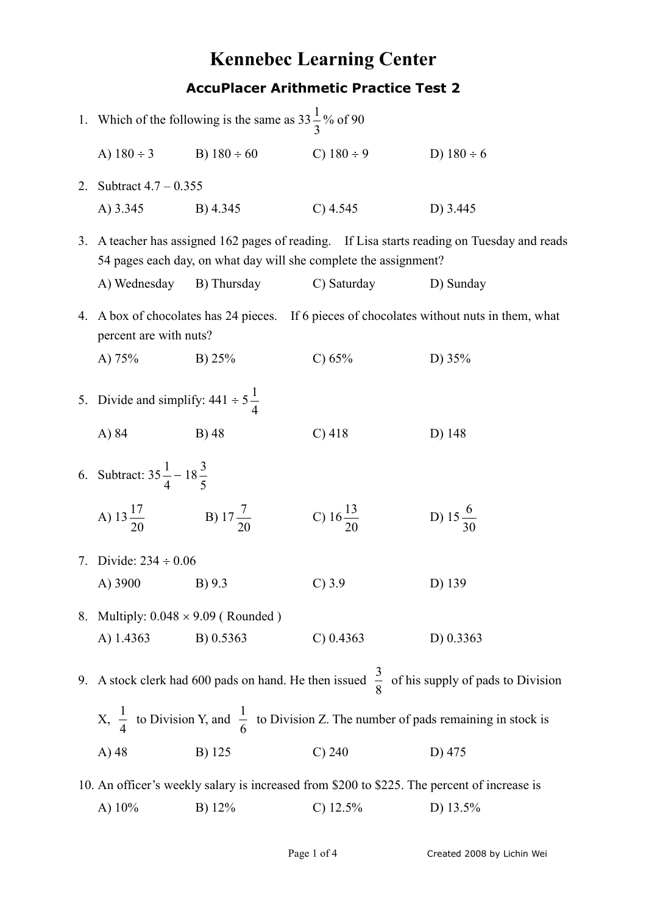# Kennebec Learning Center

## AccuPlacer Arithmetic Practice Test 2

1. Which of the following is the same as $33\frac{1}{3}$% of 90

   A) $180 \div 3$ B) $180 \div 60$ C) $180 \div 9$ D) $180 \div 6$

2. Subtract $4.7 - 0.355$

   A) 3.345 B) 4.345 C) 4.545 D) 3.445

3. A teacher has assigned 162 pages of reading. If Lisa starts reading on Tuesday and reads 54 pages each day, on what day will she complete the assignment?

   A) Wednesday B) Thursday C) Saturday D) Sunday

4. A box of chocolates has 24 pieces. If 6 pieces of chocolates without nuts in them, what percent are with nuts?

   A) 75% B) 25% C) 65% D) 35%

5. Divide and simplify: $441 \div 5\frac{1}{4}$

   A) 84 B) 48 C) 418 D) 148

6. Subtract: $35\frac{1}{4} - 18\frac{3}{5}$

   A) $13\frac{17}{20}$ B) $17\frac{7}{20}$ C) $16\frac{13}{20}$ D) $15\frac{6}{30}$

7. Divide: $234 \div 0.06$

   A) 3900 B) 9.3 C) 3.9 D) 139

8. Multiply: $0.048 \times 9.09$ ( Rounded )

   A) 1.4363 B) 0.5363 C) 0.4363 D) 0.3363

9. A stock clerk had 600 pads on hand. He then issued $\frac{3}{8}$ of his supply of pads to Division X, $\frac{1}{4}$ to Division Y, and $\frac{1}{6}$ to Division Z. The number of pads remaining in stock is

   A) 48 B) 125 C) 240 D) 475

10. An officer's weekly salary is increased from $200 to $225. The percent of increase is

    A) 10% B) 12% C) 12.5% D) 13.5%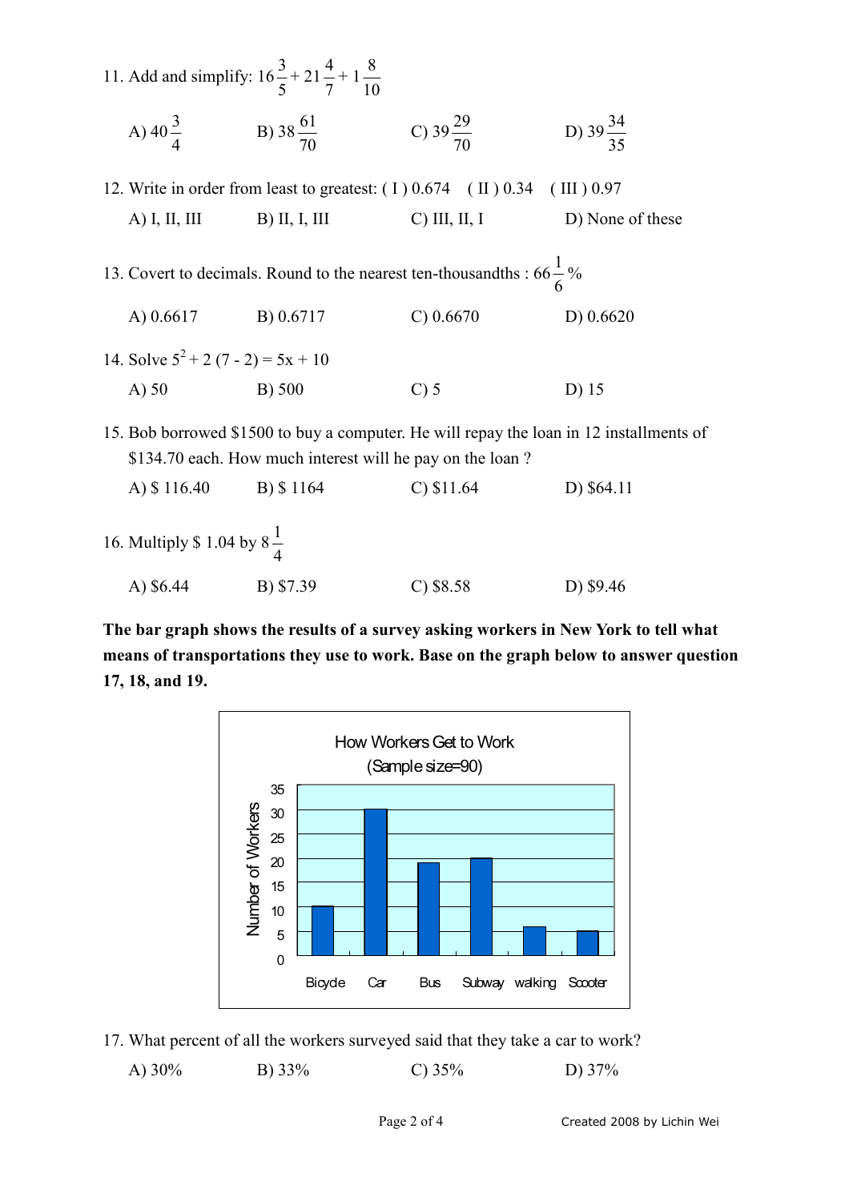11. Add and simplify: $16\frac{3}{5} + 21\frac{4}{7} + 1\frac{8}{10}$

A) $40\frac{3}{4}$ B) $38\frac{61}{70}$ C) $39\frac{29}{70}$ D) $39\frac{34}{35}$

12. Write in order from least to greatest: ( I ) 0.674 ( II ) 0.34 ( III ) 0.97

A) I, II, III B) II, I, III C) III, II, I D) None of these

13. Covert to decimals. Round to the nearest ten-thousandths : $66\frac{1}{6}\%$

A) 0.6617 B) 0.6717 C) 0.6670 D) 0.6620

14. Solve $5^2 + 2(7 - 2) = 5x + 10$

A) 50 B) 500 C) 5 D) 15

15. Bob borrowed \$1500 to buy a computer. He will repay the loan in 12 installments of \$134.70 each. How much interest will he pay on the loan ?

A) \$ 116.40 B) \$ 1164 C) \$11.64 D) \$64.11

16. Multiply \$ 1.04 by $8\frac{1}{4}$

A) \$6.44 B) \$7.39 C) \$8.58 D) \$9.46

**The bar graph shows the results of a survey asking workers in New York to tell what means of transportations they use to work. Base on the graph below to answer question 17, 18, and 19.**

How Workers Get to Work (Sample size=90)

| Means | Number of Workers |
|---|---|
| Bicycle | 10 |
| Car | 30 |
| Bus | 19 |
| Subway | 20 |
| walking | 6 |
| Scooter | 5 |

17. What percent of all the workers surveyed said that they take a car to work?

A) 30% B) 33% C) 35% D) 37%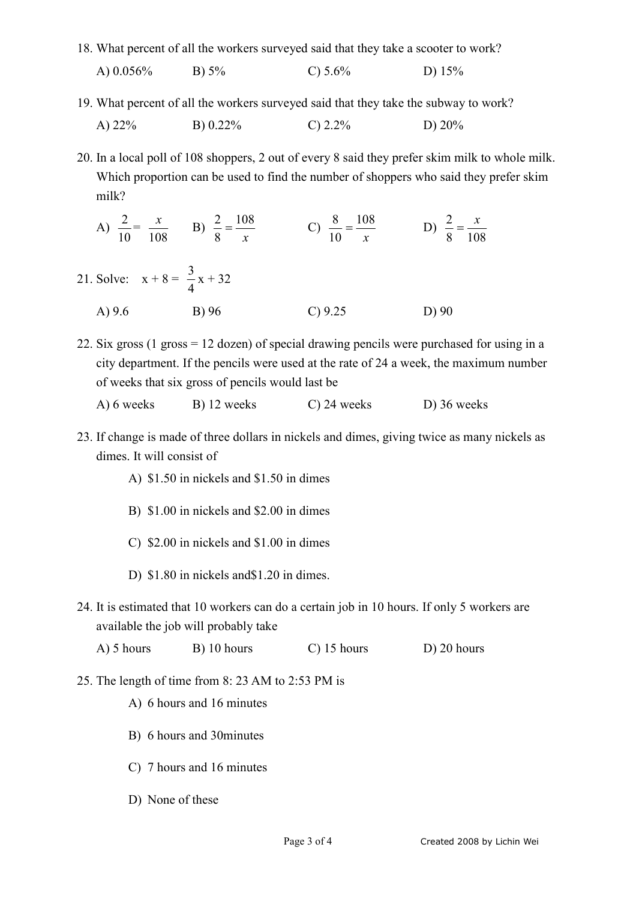18. What percent of all the workers surveyed said that they take a scooter to work?

    A) 0.056% B) 5% C) 5.6% D) 15%

19. What percent of all the workers surveyed said that they take the subway to work?

    A) 22% B) 0.22% C) 2.2% D) 20%

20. In a local poll of 108 shoppers, 2 out of every 8 said they prefer skim milk to whole milk. Which proportion can be used to find the number of shoppers who said they prefer skim milk?

    A) $\frac{2}{10} = \frac{x}{108}$ B) $\frac{2}{8} = \frac{108}{x}$ C) $\frac{8}{10} = \frac{108}{x}$ D) $\frac{2}{8} = \frac{x}{108}$

21. Solve: $x + 8 = \frac{3}{4}x + 32$

    A) 9.6 B) 96 C) 9.25 D) 90

22. Six gross (1 gross = 12 dozen) of special drawing pencils were purchased for using in a city department. If the pencils were used at the rate of 24 a week, the maximum number of weeks that six gross of pencils would last be

    A) 6 weeks B) 12 weeks C) 24 weeks D) 36 weeks

23. If change is made of three dollars in nickels and dimes, giving twice as many nickels as dimes. It will consist of

    A) $1.50 in nickels and $1.50 in dimes

    B) $1.00 in nickels and $2.00 in dimes

    C) $2.00 in nickels and $1.00 in dimes

    D) $1.80 in nickels and$1.20 in dimes.

24. It is estimated that 10 workers can do a certain job in 10 hours. If only 5 workers are available the job will probably take

    A) 5 hours B) 10 hours C) 15 hours D) 20 hours

25. The length of time from 8: 23 AM to 2:53 PM is

    A) 6 hours and 16 minutes

    B) 6 hours and 30minutes

    C) 7 hours and 16 minutes

    D) None of these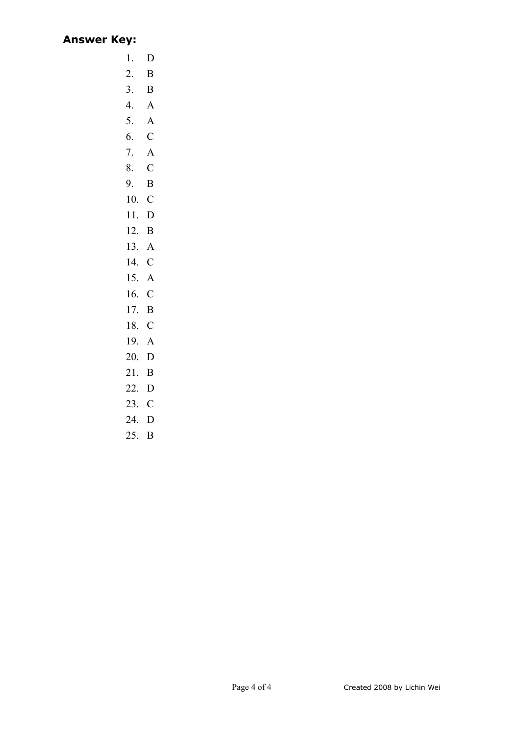## Answer Key:

1. D
2. B
3. B
4. A
5. A
6. C
7. A
8. C
9. B
10. C
11. D
12. B
13. A
14. C
15. A
16. C
17. B
18. C
19. A
20. D
21. B
22. D
23. C
24. D
25. B

Created 2008 by Lichin Wei